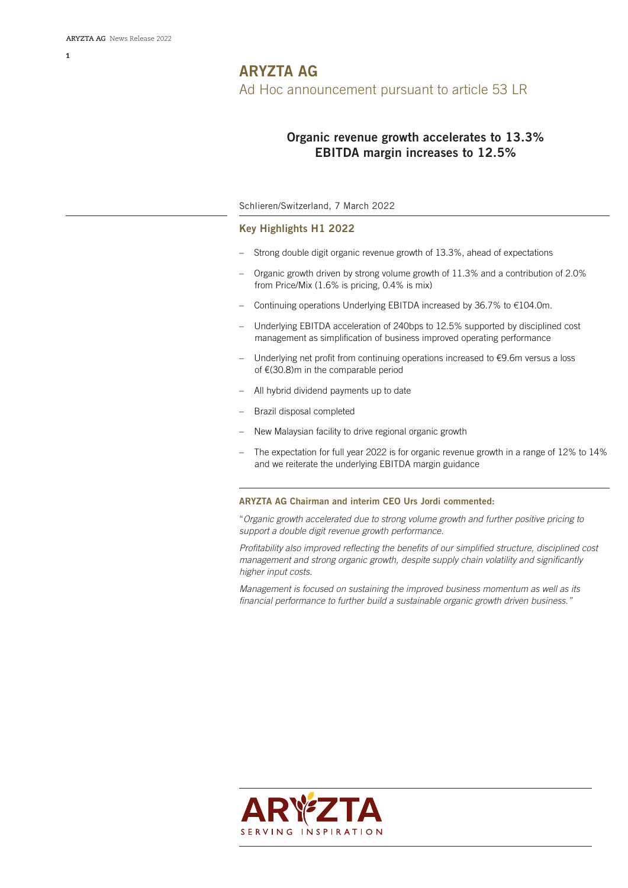# ARYZTA AG

Ad Hoc announcement pursuant to article 53 LR

## Organic revenue growth accelerates to 13.3% EBITDA margin increases to 12.5%

Schlieren/Switzerland, 7 March 2022

### Key Highlights H1 2022

- Strong double digit organic revenue growth of 13.3%, ahead of expectations
- Organic growth driven by strong volume growth of 11.3% and a contribution of 2.0% from Price/Mix (1.6% is pricing, 0.4% is mix)
- Continuing operations Underlying EBITDA increased by 36.7% to €104.0m.
- Underlying EBITDA acceleration of 240bps to 12.5% supported by disciplined cost management as simplification of business improved operating performance
- Underlying net profit from continuing operations increased to €9.6m versus a loss of €(30.8)m in the comparable period
- All hybrid dividend payments up to date
- Brazil disposal completed
- New Malaysian facility to drive regional organic growth
- The expectation for full year 2022 is for organic revenue growth in a range of 12% to 14% and we reiterate the underlying EBITDA margin guidance

**ARYZTA AG Chairman and interim CEO Urs Jordi commented:**

"*Organic growth accelerated due to strong volume growth and further positive pricing to support a double digit revenue growth performance.*

*Profitability also improved reflecting the benefits of our simplified structure, disciplined cost management and strong organic growth, despite supply chain volatility and significantly higher input costs.*

*Management is focused on sustaining the improved business momentum as well as its financial performance to further build a sustainable organic growth driven business."*

ARYZTA
SERVING INSPIRATION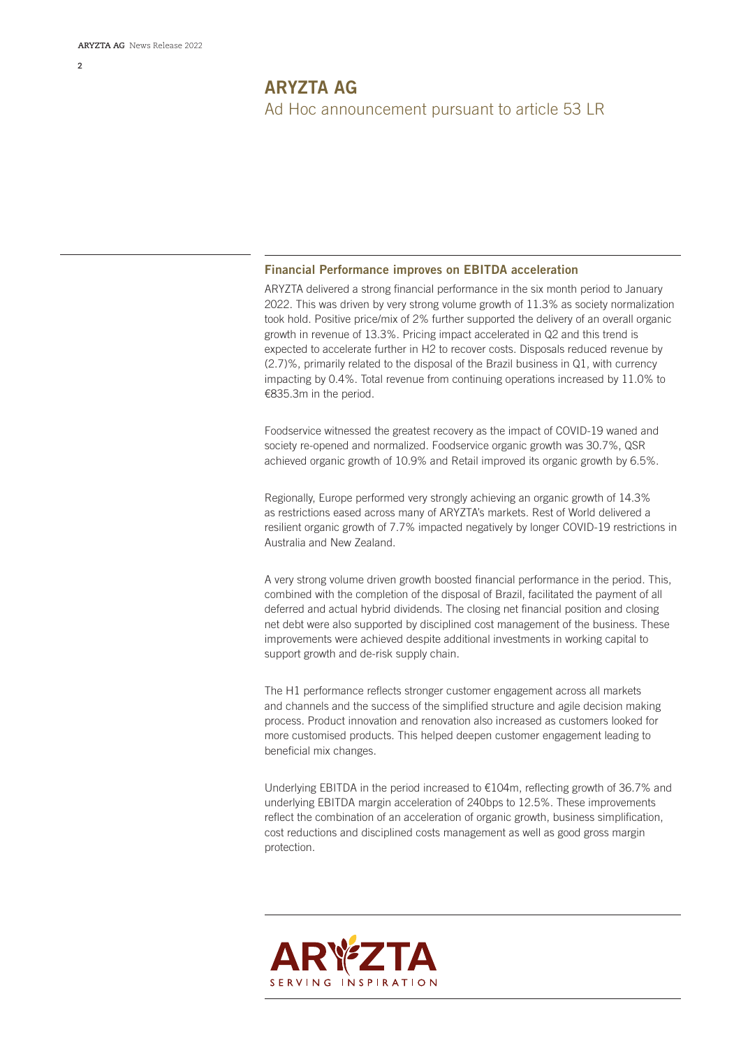# ARYZTA AG

Ad Hoc announcement pursuant to article 53 LR

## Financial Performance improves on EBITDA acceleration

ARYZTA delivered a strong financial performance in the six month period to January 2022. This was driven by very strong volume growth of 11.3% as society normalization took hold. Positive price/mix of 2% further supported the delivery of an overall organic growth in revenue of 13.3%. Pricing impact accelerated in Q2 and this trend is expected to accelerate further in H2 to recover costs. Disposals reduced revenue by (2.7)%, primarily related to the disposal of the Brazil business in Q1, with currency impacting by 0.4%. Total revenue from continuing operations increased by 11.0% to €835.3m in the period.

Foodservice witnessed the greatest recovery as the impact of COVID-19 waned and society re-opened and normalized. Foodservice organic growth was 30.7%, QSR achieved organic growth of 10.9% and Retail improved its organic growth by 6.5%.

Regionally, Europe performed very strongly achieving an organic growth of 14.3% as restrictions eased across many of ARYZTA's markets. Rest of World delivered a resilient organic growth of 7.7% impacted negatively by longer COVID-19 restrictions in Australia and New Zealand.

A very strong volume driven growth boosted financial performance in the period. This, combined with the completion of the disposal of Brazil, facilitated the payment of all deferred and actual hybrid dividends. The closing net financial position and closing net debt were also supported by disciplined cost management of the business. These improvements were achieved despite additional investments in working capital to support growth and de-risk supply chain.

The H1 performance reflects stronger customer engagement across all markets and channels and the success of the simplified structure and agile decision making process. Product innovation and renovation also increased as customers looked for more customised products. This helped deepen customer engagement leading to beneficial mix changes.

Underlying EBITDA in the period increased to €104m, reflecting growth of 36.7% and underlying EBITDA margin acceleration of 240bps to 12.5%. These improvements reflect the combination of an acceleration of organic growth, business simplification, cost reductions and disciplined costs management as well as good gross margin protection.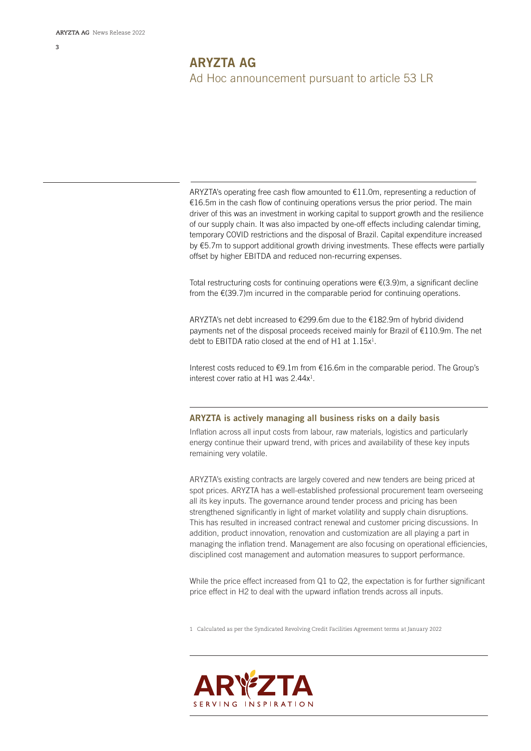# ARYZTA AG

Ad Hoc announcement pursuant to article 53 LR

ARYZTA's operating free cash flow amounted to €11.0m, representing a reduction of €16.5m in the cash flow of continuing operations versus the prior period. The main driver of this was an investment in working capital to support growth and the resilience of our supply chain. It was also impacted by one-off effects including calendar timing, temporary COVID restrictions and the disposal of Brazil. Capital expenditure increased by €5.7m to support additional growth driving investments. These effects were partially offset by higher EBITDA and reduced non-recurring expenses.

Total restructuring costs for continuing operations were €(3.9)m, a significant decline from the €(39.7)m incurred in the comparable period for continuing operations.

ARYZTA's net debt increased to €299.6m due to the €182.9m of hybrid dividend payments net of the disposal proceeds received mainly for Brazil of €110.9m. The net debt to EBITDA ratio closed at the end of H1 at 1.15x[1].

Interest costs reduced to €9.1m from €16.6m in the comparable period. The Group's interest cover ratio at H1 was 2.44x[1].

## ARYZTA is actively managing all business risks on a daily basis

Inflation across all input costs from labour, raw materials, logistics and particularly energy continue their upward trend, with prices and availability of these key inputs remaining very volatile.

ARYZTA's existing contracts are largely covered and new tenders are being priced at spot prices. ARYZTA has a well-established professional procurement team overseeing all its key inputs. The governance around tender process and pricing has been strengthened significantly in light of market volatility and supply chain disruptions. This has resulted in increased contract renewal and customer pricing discussions. In addition, product innovation, renovation and customization are all playing a part in managing the inflation trend. Management are also focusing on operational efficiencies, disciplined cost management and automation measures to support performance.

While the price effect increased from Q1 to Q2, the expectation is for further significant price effect in H2 to deal with the upward inflation trends across all inputs.

1 Calculated as per the Syndicated Revolving Credit Facilities Agreement terms at January 2022

ARYZTA
SERVING INSPIRATION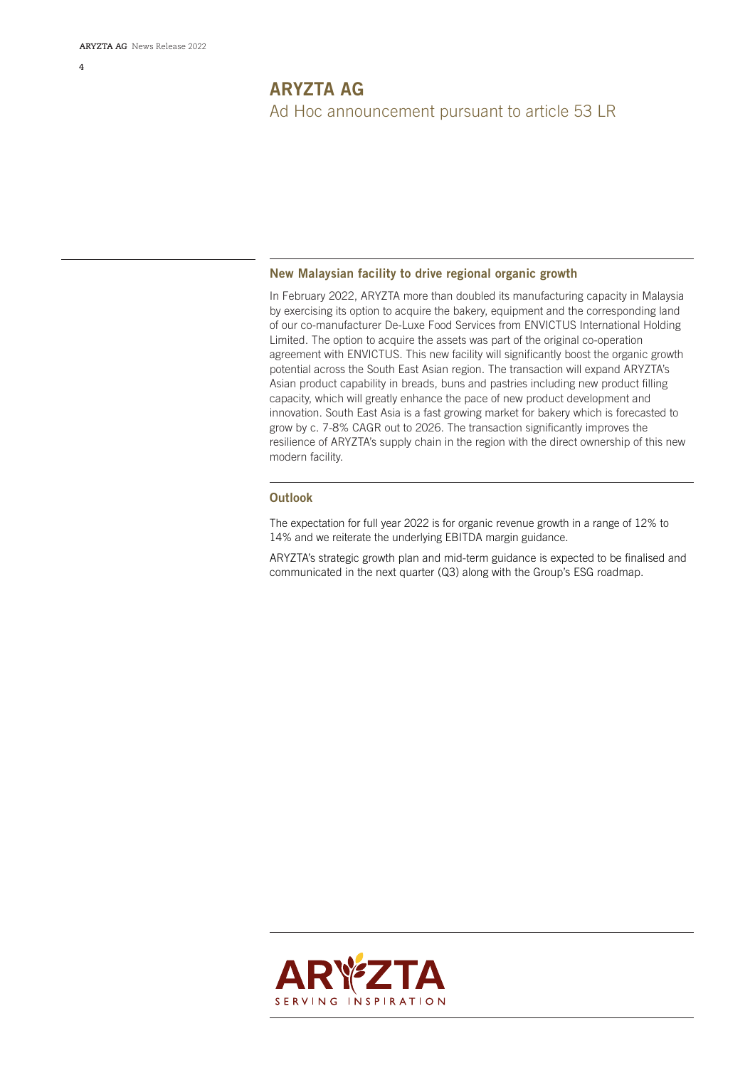# ARYZTA AG

Ad Hoc announcement pursuant to article 53 LR

## New Malaysian facility to drive regional organic growth

In February 2022, ARYZTA more than doubled its manufacturing capacity in Malaysia by exercising its option to acquire the bakery, equipment and the corresponding land of our co-manufacturer De-Luxe Food Services from ENVICTUS International Holding Limited. The option to acquire the assets was part of the original co-operation agreement with ENVICTUS. This new facility will significantly boost the organic growth potential across the South East Asian region. The transaction will expand ARYZTA's Asian product capability in breads, buns and pastries including new product filling capacity, which will greatly enhance the pace of new product development and innovation. South East Asia is a fast growing market for bakery which is forecasted to grow by c. 7-8% CAGR out to 2026. The transaction significantly improves the resilience of ARYZTA's supply chain in the region with the direct ownership of this new modern facility.

## Outlook

The expectation for full year 2022 is for organic revenue growth in a range of 12% to 14% and we reiterate the underlying EBITDA margin guidance.

ARYZTA's strategic growth plan and mid-term guidance is expected to be finalised and communicated in the next quarter (Q3) along with the Group's ESG roadmap.

ARYZTA
SERVING INSPIRATION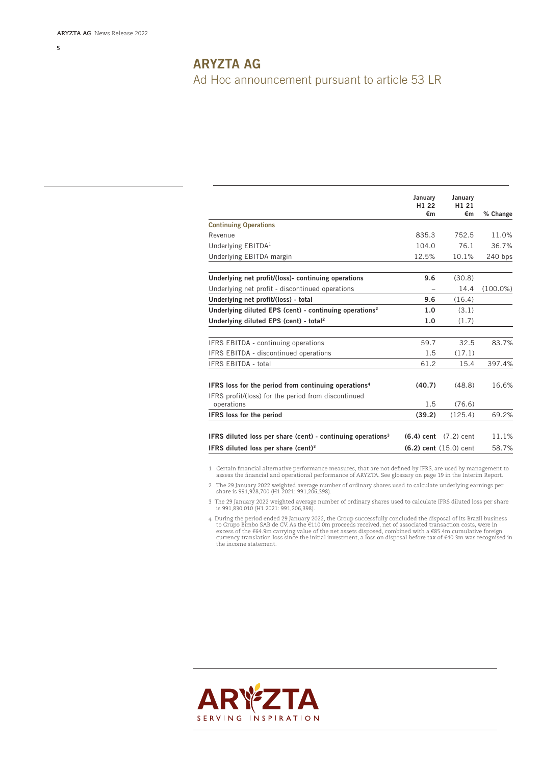# ARYZTA AG

## Ad Hoc announcement pursuant to article 53 LR

| | January H1 22 €m | January H1 21 €m | % Change |
|---|---|---|---|
| **Continuing Operations** | | | |
| Revenue | 835.3 | 752.5 | 11.0% |
| Underlying EBITDA[1] | 104.0 | 76.1 | 36.7% |
| Underlying EBITDA margin | 12.5% | 10.1% | 240 bps |
| **Underlying net profit/(loss)- continuing operations** | **9.6** | (30.8) | |
| Underlying net profit - discontinued operations | – | 14.4 | (100.0%) |
| **Underlying net profit/(loss) - total** | **9.6** | (16.4) | |
| **Underlying diluted EPS (cent) - continuing operations[2]** | **1.0** | (3.1) | |
| **Underlying diluted EPS (cent) - total[2]** | **1.0** | (1.7) | |
| IFRS EBITDA - continuing operations | 59.7 | 32.5 | 83.7% |
| IFRS EBITDA - discontinued operations | 1.5 | (17.1) | |
| IFRS EBITDA - total | 61.2 | 15.4 | 397.4% |
| **IFRS loss for the period from continuing operations[4]** | **(40.7)** | (48.8) | 16.6% |
| IFRS profit/(loss) for the period from discontinued operations | 1.5 | (76.6) | |
| **IFRS loss for the period** | **(39.2)** | (125.4) | 69.2% |
| **IFRS diluted loss per share (cent) - continuing operations[3]** | **(6.4) cent** | (7.2) cent | 11.1% |
| **IFRS diluted loss per share (cent)[3]** | **(6.2) cent** | (15.0) cent | 58.7% |

1 Certain financial alternative performance measures, that are not defined by IFRS, are used by management to assess the financial and operational performance of ARYZTA. See glossary on page 19 in the Interim Report.

2 The 29 January 2022 weighted average number of ordinary shares used to calculate underlying earnings per share is 991,928,700 (H1 2021: 991,206,398).

3 The 29 January 2022 weighted average number of ordinary shares used to calculate IFRS diluted loss per share is 991,830,010 (H1 2021: 991,206,398).

4 During the period ended 29 January 2022, the Group successfully concluded the disposal of its Brazil business to Grupo Bimbo SAB de CV. As the €110.0m proceeds received, net of associated transaction costs, were in excess of the €64.9m carrying value of the net assets disposed, combined with a €85.4m cumulative foreign currency translation loss since the initial investment, a loss on disposal before tax of €40.3m was recognised in the income statement.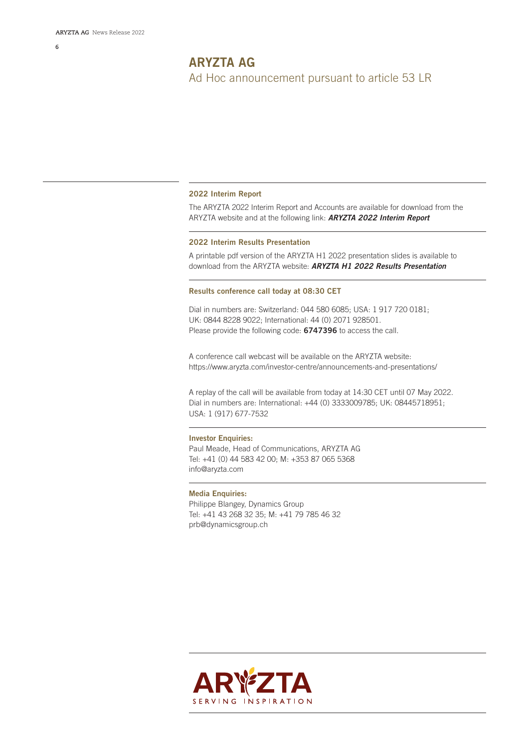# ARYZTA AG

Ad Hoc announcement pursuant to article 53 LR

### 2022 Interim Report

The ARYZTA 2022 Interim Report and Accounts are available for download from the ARYZTA website and at the following link: ***ARYZTA 2022 Interim Report***

### 2022 Interim Results Presentation

A printable pdf version of the ARYZTA H1 2022 presentation slides is available to download from the ARYZTA website: ***ARYZTA H1 2022 Results Presentation***

### Results conference call today at 08:30 CET

Dial in numbers are: Switzerland: 044 580 6085; USA: 1 917 720 0181; UK: 0844 8228 9022; International: 44 (0) 2071 928501.
Please provide the following code: **6747396** to access the call.

A conference call webcast will be available on the ARYZTA website:
https://www.aryzta.com/investor-centre/announcements-and-presentations/

A replay of the call will be available from today at 14:30 CET until 07 May 2022.
Dial in numbers are: International: +44 (0) 3333009785; UK: 08445718951; USA: 1 (917) 677-7532

### Investor Enquiries:

Paul Meade, Head of Communications, ARYZTA AG
Tel: +41 (0) 44 583 42 00; M: +353 87 065 5368
info@aryzta.com

### Media Enquiries:

Philippe Blangey, Dynamics Group
Tel: +41 43 268 32 35; M: +41 79 785 46 32
prb@dynamicsgroup.ch

ARYZTA
SERVING INSPIRATION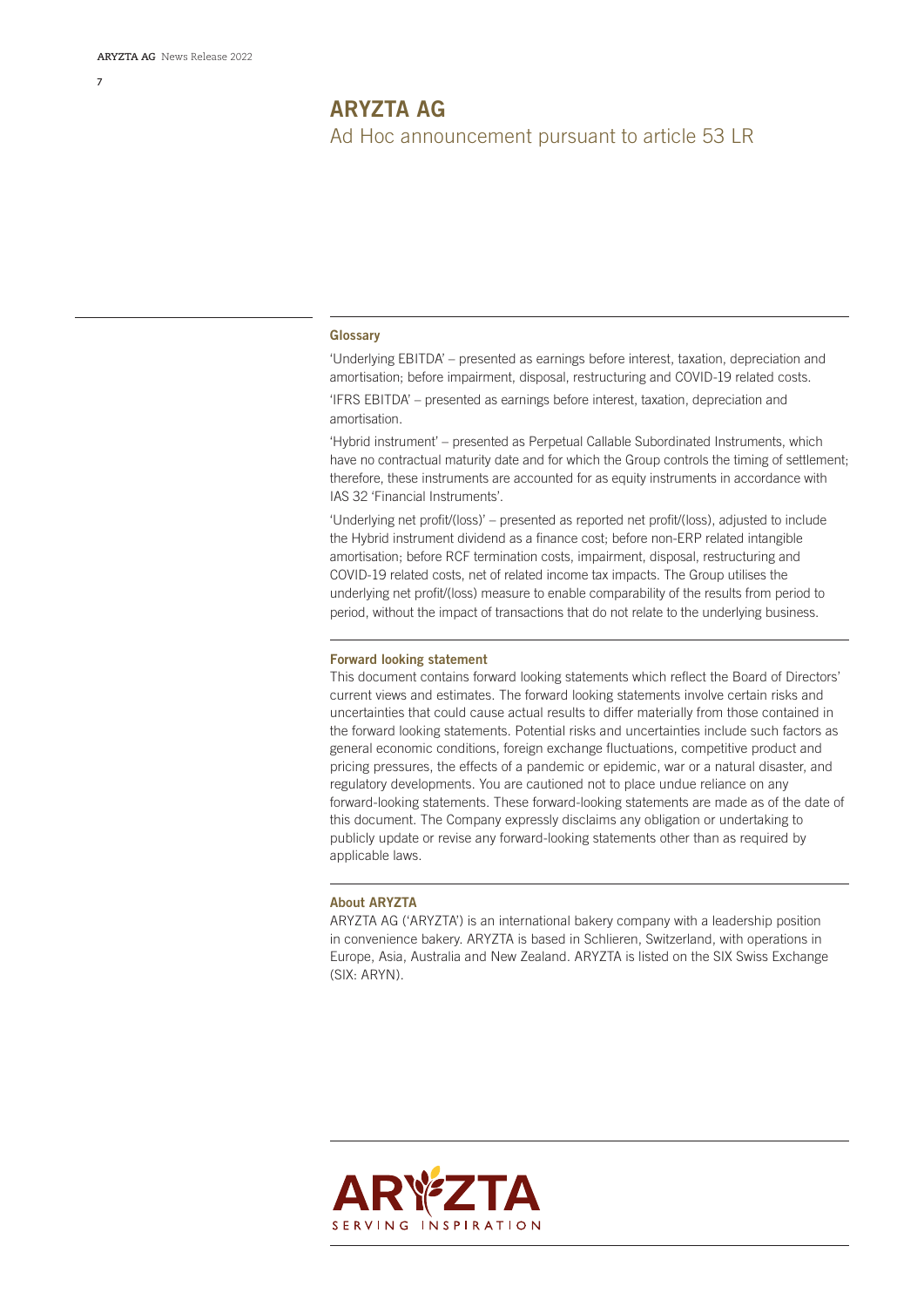# ARYZTA AG

## Ad Hoc announcement pursuant to article 53 LR

### Glossary

'Underlying EBITDA' – presented as earnings before interest, taxation, depreciation and amortisation; before impairment, disposal, restructuring and COVID-19 related costs.

'IFRS EBITDA' – presented as earnings before interest, taxation, depreciation and amortisation.

'Hybrid instrument' – presented as Perpetual Callable Subordinated Instruments, which have no contractual maturity date and for which the Group controls the timing of settlement; therefore, these instruments are accounted for as equity instruments in accordance with IAS 32 'Financial Instruments'.

'Underlying net profit/(loss)' – presented as reported net profit/(loss), adjusted to include the Hybrid instrument dividend as a finance cost; before non-ERP related intangible amortisation; before RCF termination costs, impairment, disposal, restructuring and COVID-19 related costs, net of related income tax impacts. The Group utilises the underlying net profit/(loss) measure to enable comparability of the results from period to period, without the impact of transactions that do not relate to the underlying business.

### Forward looking statement

This document contains forward looking statements which reflect the Board of Directors' current views and estimates. The forward looking statements involve certain risks and uncertainties that could cause actual results to differ materially from those contained in the forward looking statements. Potential risks and uncertainties include such factors as general economic conditions, foreign exchange fluctuations, competitive product and pricing pressures, the effects of a pandemic or epidemic, war or a natural disaster, and regulatory developments. You are cautioned not to place undue reliance on any forward-looking statements. These forward-looking statements are made as of the date of this document. The Company expressly disclaims any obligation or undertaking to publicly update or revise any forward-looking statements other than as required by applicable laws.

### About ARYZTA

ARYZTA AG ('ARYZTA') is an international bakery company with a leadership position in convenience bakery. ARYZTA is based in Schlieren, Switzerland, with operations in Europe, Asia, Australia and New Zealand. ARYZTA is listed on the SIX Swiss Exchange (SIX: ARYN).

ARYZTA
SERVING INSPIRATION